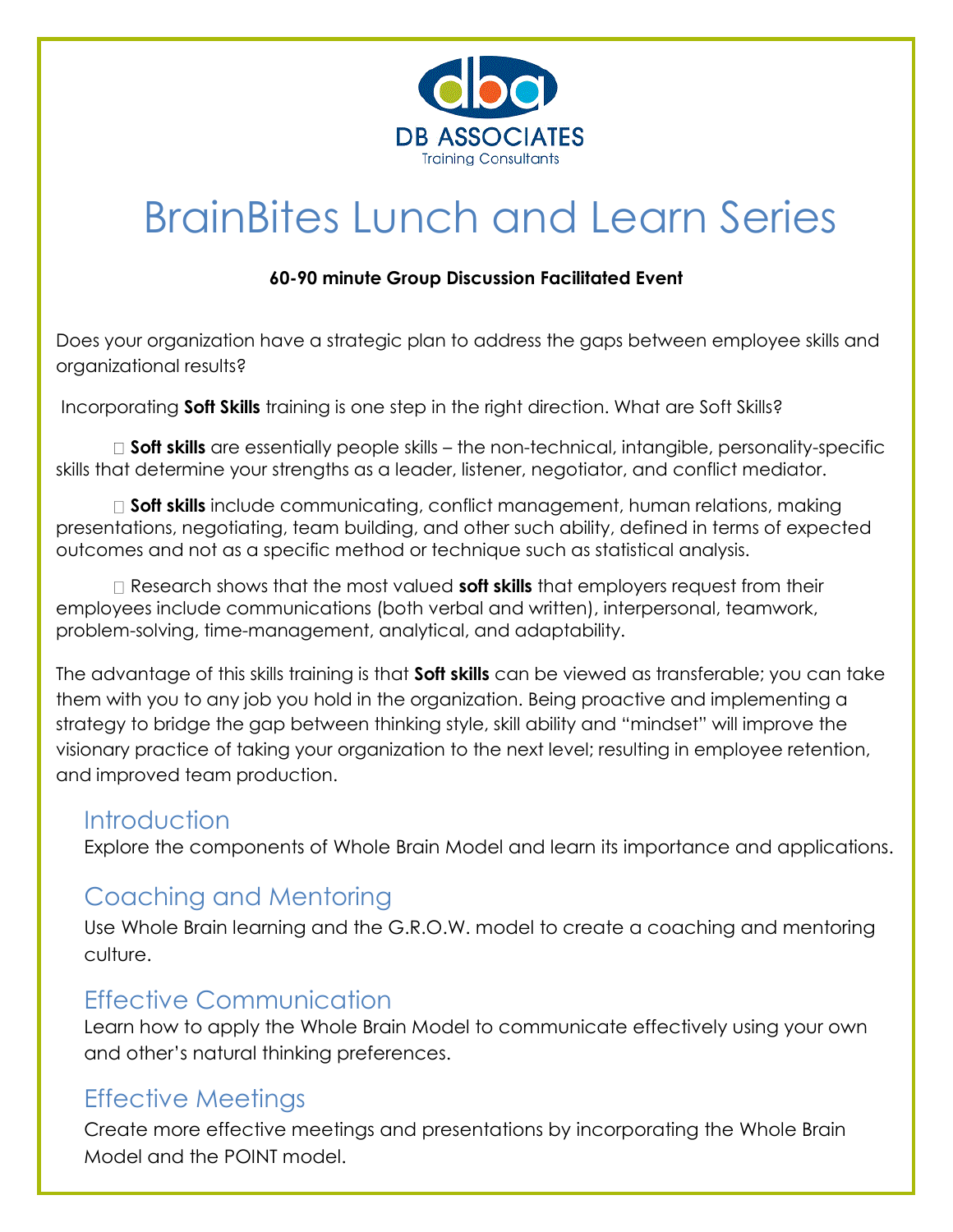DB ASSOCIATES
Training Consultants

# BrainBites Lunch and Learn Series

**60-90 minute Group Discussion Facilitated Event**

Does your organization have a strategic plan to address the gaps between employee skills and organizational results?

Incorporating **Soft Skills** training is one step in the right direction. What are Soft Skills?

- **Soft skills** are essentially people skills – the non-technical, intangible, personality-specific skills that determine your strengths as a leader, listener, negotiator, and conflict mediator.
- **Soft skills** include communicating, conflict management, human relations, making presentations, negotiating, team building, and other such ability, defined in terms of expected outcomes and not as a specific method or technique such as statistical analysis.
- Research shows that the most valued **soft skills** that employers request from their employees include communications (both verbal and written), interpersonal, teamwork, problem-solving, time-management, analytical, and adaptability.

The advantage of this skills training is that **Soft skills** can be viewed as transferable; you can take them with you to any job you hold in the organization. Being proactive and implementing a strategy to bridge the gap between thinking style, skill ability and "mindset" will improve the visionary practice of taking your organization to the next level; resulting in employee retention, and improved team production.

## Introduction

Explore the components of Whole Brain Model and learn its importance and applications.

## Coaching and Mentoring

Use Whole Brain learning and the G.R.O.W. model to create a coaching and mentoring culture.

## Effective Communication

Learn how to apply the Whole Brain Model to communicate effectively using your own and other's natural thinking preferences.

## Effective Meetings

Create more effective meetings and presentations by incorporating the Whole Brain Model and the POINT model.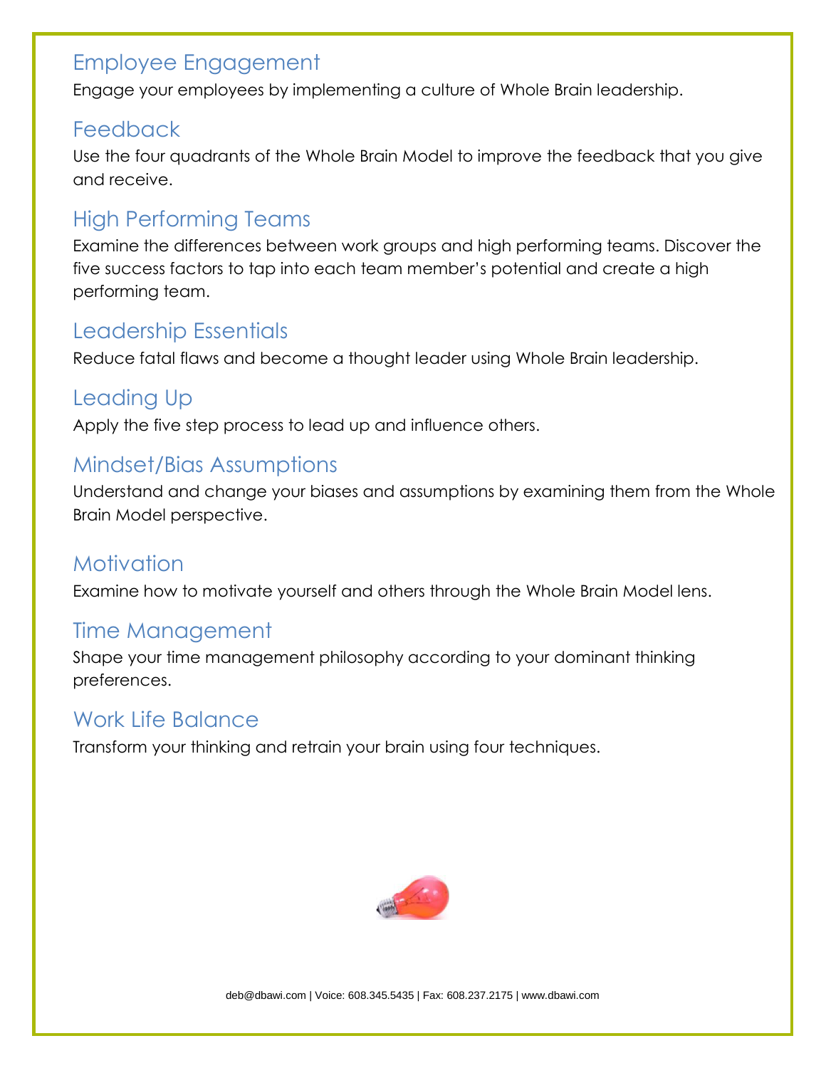## Employee Engagement

Engage your employees by implementing a culture of Whole Brain leadership.

## Feedback

Use the four quadrants of the Whole Brain Model to improve the feedback that you give and receive.

## High Performing Teams

Examine the differences between work groups and high performing teams. Discover the five success factors to tap into each team member's potential and create a high performing team.

## Leadership Essentials

Reduce fatal flaws and become a thought leader using Whole Brain leadership.

## Leading Up

Apply the five step process to lead up and influence others.

## Mindset/Bias Assumptions

Understand and change your biases and assumptions by examining them from the Whole Brain Model perspective.

## Motivation

Examine how to motivate yourself and others through the Whole Brain Model lens.

## Time Management

Shape your time management philosophy according to your dominant thinking preferences.

## Work Life Balance

Transform your thinking and retrain your brain using four techniques.

deb@dbawi.com | Voice: 608.345.5435 | Fax: 608.237.2175 | www.dbawi.com